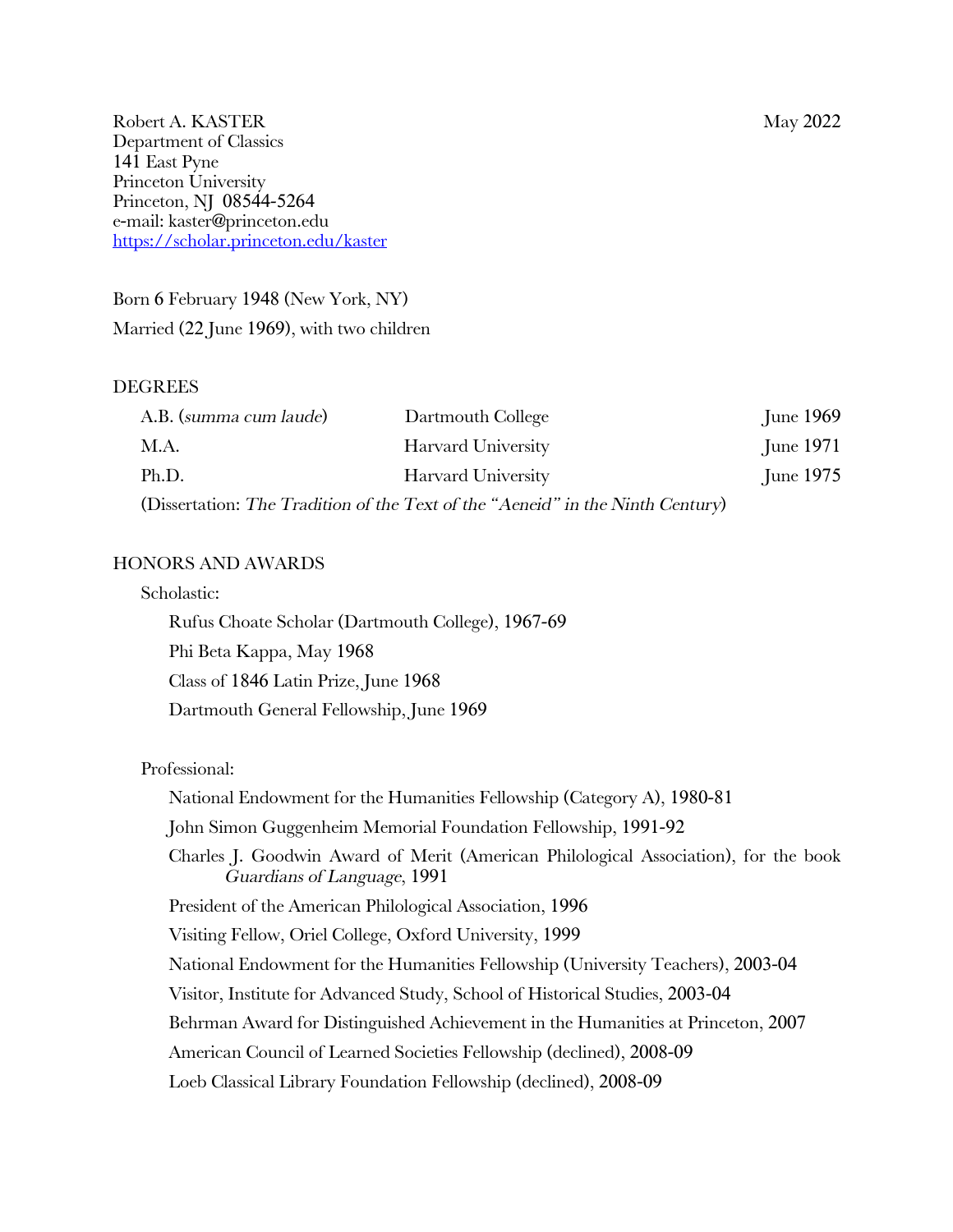Robert A. KASTER
Department of Classics
141 East Pyne
Princeton University
Princeton, NJ 08544-5264
e-mail: kaster@princeton.edu
https://scholar.princeton.edu/kaster

May 2022

Born 6 February 1948 (New York, NY)

Married (22 June 1969), with two children

## DEGREES

| | | |
|---|---|---|
| A.B. (*summa cum laude*) | Dartmouth College | June 1969 |
| M.A. | Harvard University | June 1971 |
| Ph.D. | Harvard University | June 1975 |

(Dissertation: *The Tradition of the Text of the "Aeneid" in the Ninth Century*)

## HONORS AND AWARDS

Scholastic:

- Rufus Choate Scholar (Dartmouth College), 1967-69
- Phi Beta Kappa, May 1968
- Class of 1846 Latin Prize, June 1968
- Dartmouth General Fellowship, June 1969

Professional:

- National Endowment for the Humanities Fellowship (Category A), 1980-81
- John Simon Guggenheim Memorial Foundation Fellowship, 1991-92
- Charles J. Goodwin Award of Merit (American Philological Association), for the book *Guardians of Language*, 1991
- President of the American Philological Association, 1996
- Visiting Fellow, Oriel College, Oxford University, 1999
- National Endowment for the Humanities Fellowship (University Teachers), 2003-04
- Visitor, Institute for Advanced Study, School of Historical Studies, 2003-04
- Behrman Award for Distinguished Achievement in the Humanities at Princeton, 2007
- American Council of Learned Societies Fellowship (declined), 2008-09
- Loeb Classical Library Foundation Fellowship (declined), 2008-09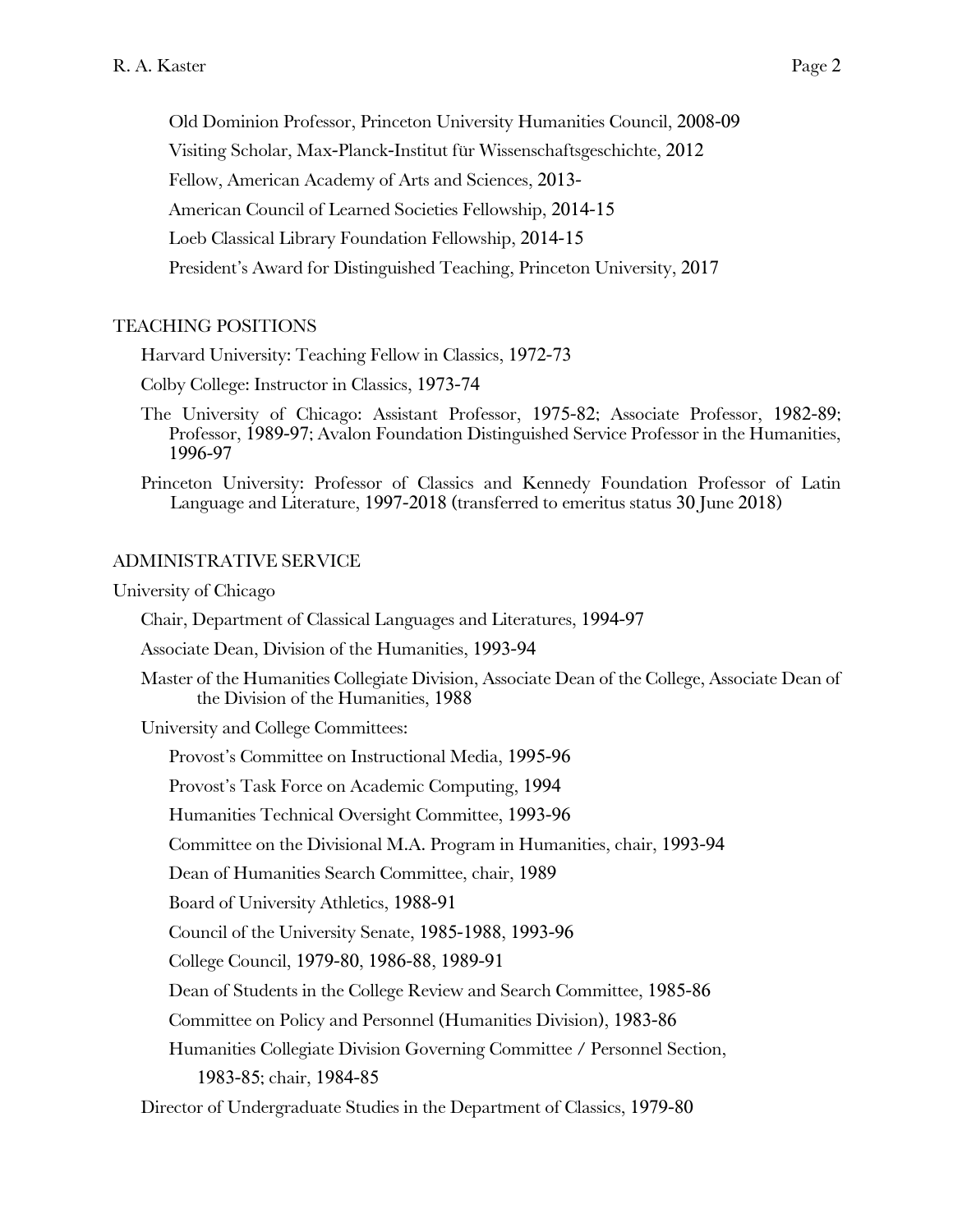Old Dominion Professor, Princeton University Humanities Council, 2008-09

Visiting Scholar, Max-Planck-Institut für Wissenschaftsgeschichte, 2012

Fellow, American Academy of Arts and Sciences, 2013-

American Council of Learned Societies Fellowship, 2014-15

Loeb Classical Library Foundation Fellowship, 2014-15

President's Award for Distinguished Teaching, Princeton University, 2017

## TEACHING POSITIONS

Harvard University: Teaching Fellow in Classics, 1972-73

Colby College: Instructor in Classics, 1973-74

The University of Chicago: Assistant Professor, 1975-82; Associate Professor, 1982-89; Professor, 1989-97; Avalon Foundation Distinguished Service Professor in the Humanities, 1996-97

Princeton University: Professor of Classics and Kennedy Foundation Professor of Latin Language and Literature, 1997-2018 (transferred to emeritus status 30 June 2018)

## ADMINISTRATIVE SERVICE

University of Chicago

Chair, Department of Classical Languages and Literatures, 1994-97

Associate Dean, Division of the Humanities, 1993-94

Master of the Humanities Collegiate Division, Associate Dean of the College, Associate Dean of the Division of the Humanities, 1988

University and College Committees:

- Provost's Committee on Instructional Media, 1995-96
- Provost's Task Force on Academic Computing, 1994
- Humanities Technical Oversight Committee, 1993-96
- Committee on the Divisional M.A. Program in Humanities, chair, 1993-94
- Dean of Humanities Search Committee, chair, 1989
- Board of University Athletics, 1988-91
- Council of the University Senate, 1985-1988, 1993-96
- College Council, 1979-80, 1986-88, 1989-91
- Dean of Students in the College Review and Search Committee, 1985-86
- Committee on Policy and Personnel (Humanities Division), 1983-86
- Humanities Collegiate Division Governing Committee / Personnel Section, 1983-85; chair, 1984-85

Director of Undergraduate Studies in the Department of Classics, 1979-80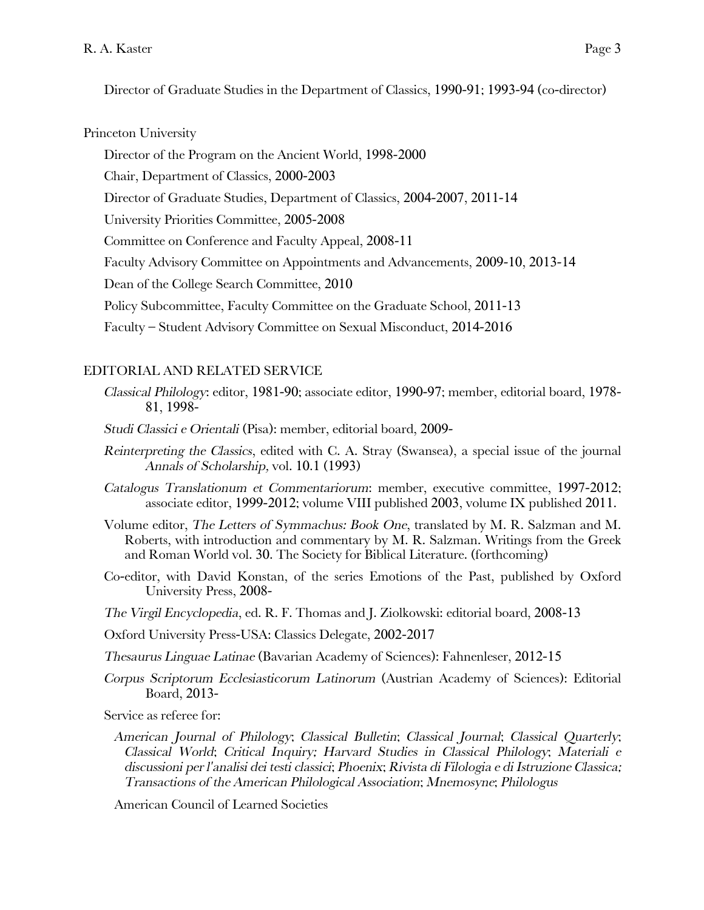Director of Graduate Studies in the Department of Classics, 1990-91; 1993-94 (co-director)

Princeton University

Director of the Program on the Ancient World, 1998-2000

Chair, Department of Classics, 2000-2003

Director of Graduate Studies, Department of Classics, 2004-2007, 2011-14

University Priorities Committee, 2005-2008

Committee on Conference and Faculty Appeal, 2008-11

Faculty Advisory Committee on Appointments and Advancements, 2009-10, 2013-14

Dean of the College Search Committee, 2010

Policy Subcommittee, Faculty Committee on the Graduate School, 2011-13

Faculty – Student Advisory Committee on Sexual Misconduct, 2014-2016

## EDITORIAL AND RELATED SERVICE

*Classical Philology*: editor, 1981-90; associate editor, 1990-97; member, editorial board, 1978-81, 1998-

*Studi Classici e Orientali* (Pisa): member, editorial board, 2009-

*Reinterpreting the Classics*, edited with C. A. Stray (Swansea), a special issue of the journal *Annals of Scholarship,* vol. 10.1 (1993)

*Catalogus Translationum et Commentariorum*: member, executive committee, 1997-2012; associate editor, 1999-2012; volume VIII published 2003, volume IX published 2011.

Volume editor, *The Letters of Symmachus: Book One*, translated by M. R. Salzman and M. Roberts, with introduction and commentary by M. R. Salzman. Writings from the Greek and Roman World vol. 30. The Society for Biblical Literature. (forthcoming)

Co-editor, with David Konstan, of the series Emotions of the Past, published by Oxford University Press, 2008-

*The Virgil Encyclopedia*, ed. R. F. Thomas and J. Ziolkowski: editorial board, 2008-13

Oxford University Press-USA: Classics Delegate, 2002-2017

*Thesaurus Linguae Latinae* (Bavarian Academy of Sciences): Fahnenleser, 2012-15

*Corpus Scriptorum Ecclesiasticorum Latinorum* (Austrian Academy of Sciences): Editorial Board, 2013-

Service as referee for:

*American Journal of Philology*; *Classical Bulletin*; *Classical Journal*; *Classical Quarterly*; *Classical World*; *Critical Inquiry; Harvard Studies in Classical Philology*; *Materiali e discussioni per l'analisi dei testi classici*; *Phoenix*; *Rivista di Filologia e di Istruzione Classica; Transactions of the American Philological Association*; *Mnemosyne*; *Philologus*

American Council of Learned Societies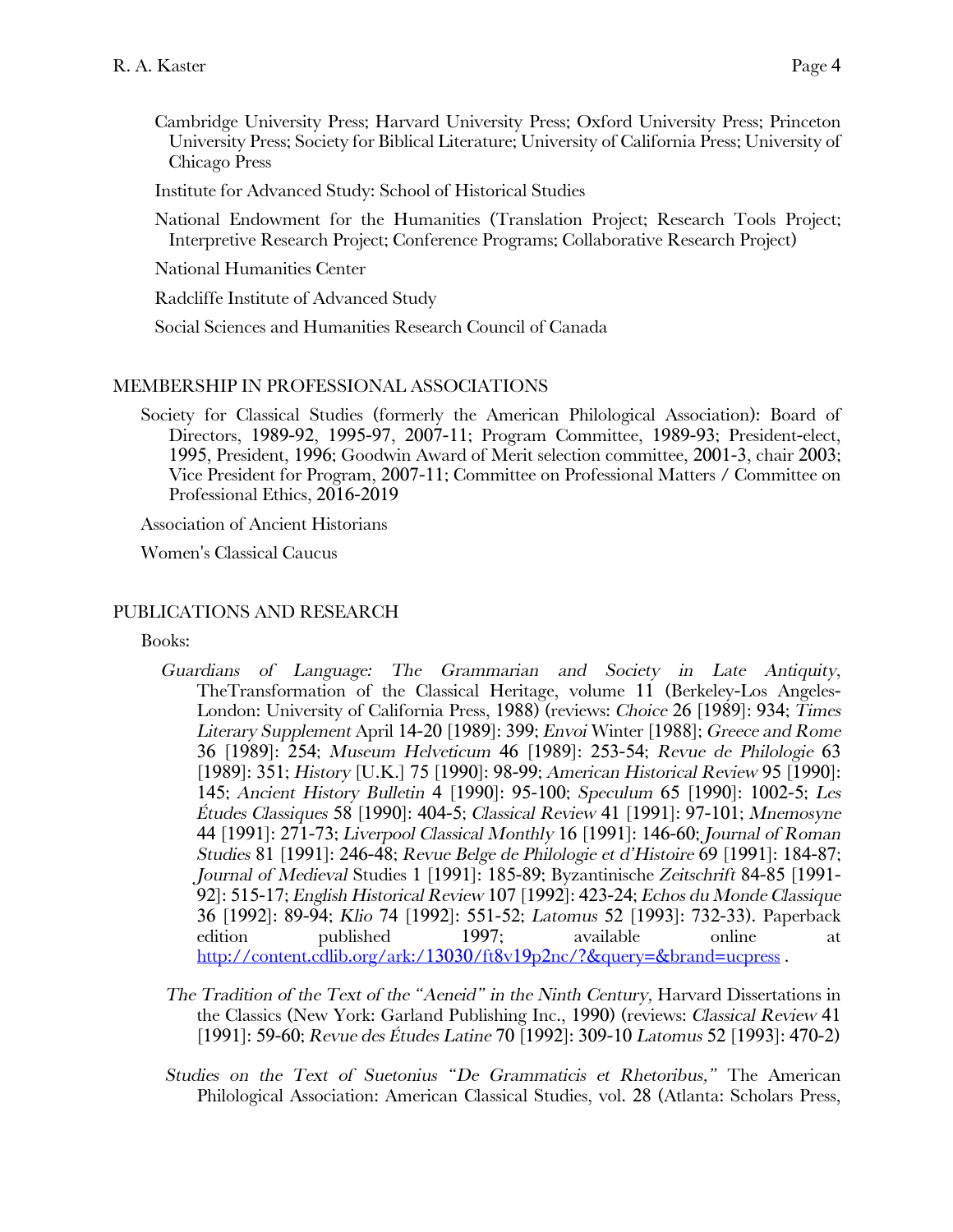Cambridge University Press; Harvard University Press; Oxford University Press; Princeton University Press; Society for Biblical Literature; University of California Press; University of Chicago Press

Institute for Advanced Study: School of Historical Studies

National Endowment for the Humanities (Translation Project; Research Tools Project; Interpretive Research Project; Conference Programs; Collaborative Research Project)

National Humanities Center

Radcliffe Institute of Advanced Study

Social Sciences and Humanities Research Council of Canada

## MEMBERSHIP IN PROFESSIONAL ASSOCIATIONS

Society for Classical Studies (formerly the American Philological Association): Board of Directors, 1989-92, 1995-97, 2007-11; Program Committee, 1989-93; President-elect, 1995, President, 1996; Goodwin Award of Merit selection committee, 2001-3, chair 2003; Vice President for Program, 2007-11; Committee on Professional Matters / Committee on Professional Ethics, 2016-2019

Association of Ancient Historians

Women's Classical Caucus

## PUBLICATIONS AND RESEARCH

Books:

*Guardians of Language: The Grammarian and Society in Late Antiquity*, TheTransformation of the Classical Heritage, volume 11 (Berkeley-Los Angeles-London: University of California Press, 1988) (reviews: *Choice* 26 [1989]: 934; *Times Literary Supplement* April 14-20 [1989]: 399; *Envoi* Winter [1988]; *Greece and Rome* 36 [1989]: 254; *Museum Helveticum* 46 [1989]: 253-54; *Revue de Philologie* 63 [1989]: 351; *History* [U.K.] 75 [1990]: 98-99; *American Historical Review* 95 [1990]: 145; *Ancient History Bulletin* 4 [1990]: 95-100; *Speculum* 65 [1990]: 1002-5; *Les Études Classiques* 58 [1990]: 404-5; *Classical Review* 41 [1991]: 97-101; *Mnemosyne* 44 [1991]: 271-73; *Liverpool Classical Monthly* 16 [1991]: 146-60; *Journal of Roman Studies* 81 [1991]: 246-48; *Revue Belge de Philologie et d'Histoire* 69 [1991]: 184-87; *Journal of Medieval* Studies 1 [1991]: 185-89; Byzantinische *Zeitschrift* 84-85 [1991-92]: 515-17; *English Historical Review* 107 [1992]: 423-24; *Echos du Monde Classique* 36 [1992]: 89-94; *Klio* 74 [1992]: 551-52; *Latomus* 52 [1993]: 732-33). Paperback edition published 1997; available online at http://content.cdlib.org/ark:/13030/ft8v19p2nc/?&query=&brand=ucpress .

*The Tradition of the Text of the "Aeneid" in the Ninth Century*, Harvard Dissertations in the Classics (New York: Garland Publishing Inc., 1990) (reviews: *Classical Review* 41 [1991]: 59-60; *Revue des Études Latine* 70 [1992]: 309-10 *Latomus* 52 [1993]: 470-2)

*Studies on the Text of Suetonius "De Grammaticis et Rhetoribus,"* The American Philological Association: American Classical Studies, vol. 28 (Atlanta: Scholars Press,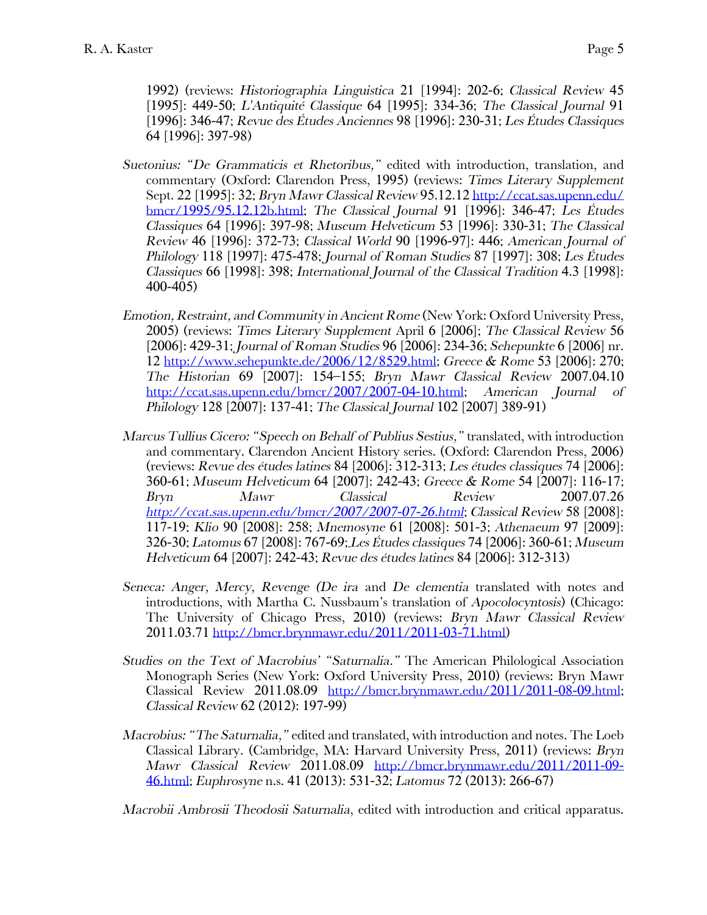1992) (reviews: *Historiographia Linguistica* 21 [1994]: 202-6; *Classical Review* 45 [1995]: 449-50; *L'Antiquité Classique* 64 [1995]: 334-36; *The Classical Journal* 91 [1996]: 346-47; *Revue des Études Anciennes* 98 [1996]: 230-31; *Les Études Classiques* 64 [1996]: 397-98)

*Suetonius: "De Grammaticis et Rhetoribus,"* edited with introduction, translation, and commentary (Oxford: Clarendon Press, 1995) (reviews: *Times Literary Supplement* Sept. 22 [1995]: 32; *Bryn Mawr Classical Review* 95.12.12 http://ccat.sas.upenn.edu/bmcr/1995/95.12.12b.html; *The Classical Journal* 91 [1996]: 346-47; *Les Études Classiques* 64 [1996]: 397-98; *Museum Helveticum* 53 [1996]: 330-31; *The Classical Review* 46 [1996]: 372-73; *Classical World* 90 [1996-97]: 446; *American Journal of Philology* 118 [1997]: 475-478; *Journal of Roman Studies* 87 [1997]: 308; *Les Études Classiques* 66 [1998]: 398; *International Journal of the Classical Tradition* 4.3 [1998]: 400-405)

*Emotion, Restraint, and Community in Ancient Rome* (New York: Oxford University Press, 2005) (reviews: *Times Literary Supplement* April 6 [2006]; *The Classical Review* 56 [2006]: 429-31; *Journal of Roman Studies* 96 [2006]: 234-36; *Sehepunkte* 6 [2006] nr. 12 http://www.sehepunkte.de/2006/12/8529.html; *Greece & Rome* 53 [2006]: 270; *The Historian* 69 [2007]: 154–155; *Bryn Mawr Classical Review* 2007.04.10 http://ccat.sas.upenn.edu/bmcr/2007/2007-04-10.html; *American Journal of Philology* 128 [2007]: 137-41; *The Classical Journal* 102 [2007] 389-91)

*Marcus Tullius Cicero: "Speech on Behalf of Publius Sestius,"* translated, with introduction and commentary. Clarendon Ancient History series. (Oxford: Clarendon Press, 2006) (reviews: *Revue des études latines* 84 [2006]: 312-313; *Les études classiques* 74 [2006]: 360-61; *Museum Helveticum* 64 [2007]: 242-43; *Greece & Rome* 54 [2007]: 116-17; *Bryn Mawr Classical Review* 2007.07.26 *http://ccat.sas.upenn.edu/bmcr/2007/2007-07-26.html*; *Classical Review* 58 [2008]: 117-19; *Klio* 90 [2008]: 258; *Mnemosyne* 61 [2008]: 501-3; *Athenaeum* 97 [2009]: 326-30; *Latomus* 67 [2008]: 767-69; *Les Études classiques* 74 [2006]: 360-61; *Museum Helveticum* 64 [2007]: 242-43; *Revue des études latines* 84 [2006]: 312-313)

*Seneca: Anger, Mercy, Revenge (De ira* and *De clementia* translated with notes and introductions, with Martha C. Nussbaum's translation of *Apocolocyntosis*) (Chicago: The University of Chicago Press, 2010) (reviews: *Bryn Mawr Classical Review* 2011.03.71 http://bmcr.brynmawr.edu/2011/2011-03-71.html)

*Studies on the Text of Macrobius' "Saturnalia."* The American Philological Association Monograph Series (New York: Oxford University Press, 2010) (reviews: Bryn Mawr Classical Review 2011.08.09 http://bmcr.brynmawr.edu/2011/2011-08-09.html; *Classical Review* 62 (2012): 197-99)

*Macrobius: "The Saturnalia,"* edited and translated, with introduction and notes. The Loeb Classical Library. (Cambridge, MA: Harvard University Press, 2011) (reviews: *Bryn Mawr Classical Review* 2011.08.09 http://bmcr.brynmawr.edu/2011/2011-09-46.html; *Euphrosyne* n.s. 41 (2013): 531-32; *Latomus* 72 (2013): 266-67)

*Macrobii Ambrosii Theodosii Saturnalia*, edited with introduction and critical apparatus.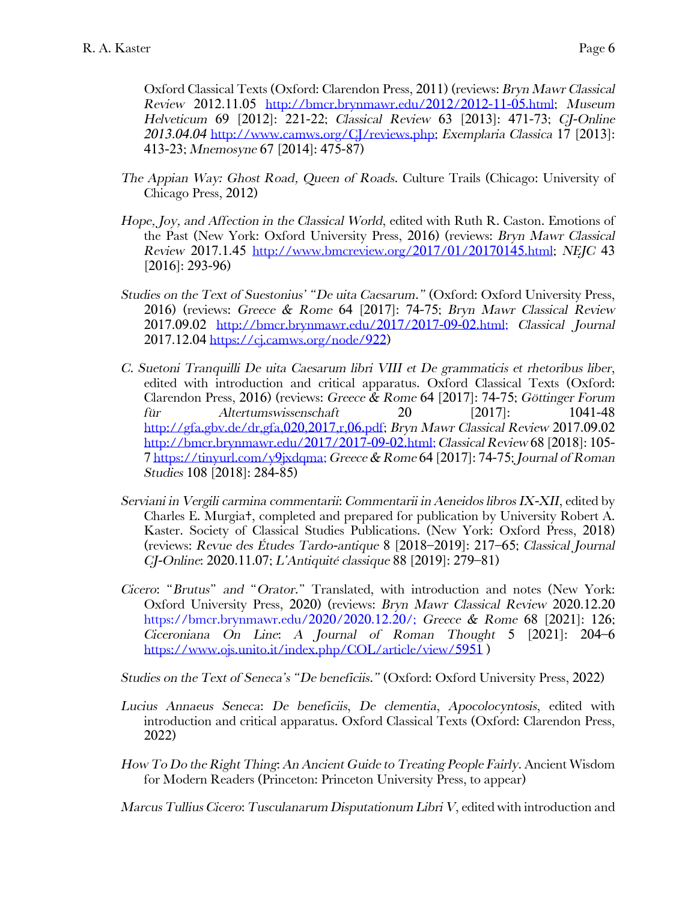Oxford Classical Texts (Oxford: Clarendon Press, 2011) (reviews: *Bryn Mawr Classical Review* 2012.11.05 http://bmcr.brynmawr.edu/2012/2012-11-05.html; *Museum Helveticum* 69 [2012]: 221-22; *Classical Review* 63 [2013]: 471-73; *CJ-Online 2013.04.04* http://www.camws.org/CJ/reviews.php; *Exemplaria Classica* 17 [2013]: 413-23; *Mnemosyne* 67 [2014]: 475-87)

*The Appian Way: Ghost Road, Queen of Roads*. Culture Trails (Chicago: University of Chicago Press, 2012)

*Hope, Joy, and Affection in the Classical World*, edited with Ruth R. Caston. Emotions of the Past (New York: Oxford University Press, 2016) (reviews: *Bryn Mawr Classical Review* 2017.1.45 http://www.bmcreview.org/2017/01/20170145.html; *NEJC* 43 [2016]: 293-96)

*Studies on the Text of Suestonius' "De uita Caesarum."* (Oxford: Oxford University Press, 2016) (reviews: *Greece & Rome* 64 [2017]: 74-75; *Bryn Mawr Classical Review* 2017.09.02 http://bmcr.brynmawr.edu/2017/2017-09-02.html; *Classical Journal* 2017.12.04 https://cj.camws.org/node/922)

*C. Suetoni Tranquilli De uita Caesarum libri VIII et De grammaticis et rhetoribus liber*, edited with introduction and critical apparatus. Oxford Classical Texts (Oxford: Clarendon Press, 2016) (reviews: *Greece & Rome* 64 [2017]: 74-75; *Göttinger Forum für Altertumswissenschaft* 20 [2017]: 1041-48 http://gfa.gbv.de/dr,gfa,020,2017,r,06.pdf; *Bryn Mawr Classical Review* 2017.09.02 http://bmcr.brynmawr.edu/2017/2017-09-02.html; *Classical Review* 68 [2018]: 105-7 https://tinyurl.com/y9jxdqma; *Greece & Rome* 64 [2017]: 74-75; *Journal of Roman Studies* 108 [2018]: 284-85)

*Serviani in Vergili carmina commentarii*: *Commentarii in Aeneidos libros IX-XII*, edited by Charles E. Murgia†, completed and prepared for publication by University Robert A. Kaster. Society of Classical Studies Publications. (New York: Oxford Press, 2018) (reviews: *Revue des Études Tardo-antique* 8 [2018–2019]: 217–65; *Classical Journal CJ-Online*: 2020.11.07; *L'Antiquité classique* 88 [2019]: 279–81)

*Cicero*: "*Brutus*" *and* "*Orator.*" Translated, with introduction and notes (New York: Oxford University Press, 2020) (reviews: *Bryn Mawr Classical Review* 2020.12.20 https://bmcr.brynmawr.edu/2020/2020.12.20/; *Greece & Rome* 68 [2021]: 126; *Ciceroniana On Line*: *A Journal of Roman Thought* 5 [2021]: 204–6 https://www.ojs.unito.it/index.php/COL/article/view/5951 )

*Studies on the Text of Seneca's "De beneficiis."* (Oxford: Oxford University Press, 2022)

*Lucius Annaeus Seneca*: *De beneficiis*, *De clementia*, *Apocolocyntosis*, edited with introduction and critical apparatus. Oxford Classical Texts (Oxford: Clarendon Press, 2022)

*How To Do the Right Thing*: *An Ancient Guide to Treating People Fairly*. Ancient Wisdom for Modern Readers (Princeton: Princeton University Press, to appear)

*Marcus Tullius Cicero*: *Tusculanarum Disputationum Libri V*, edited with introduction and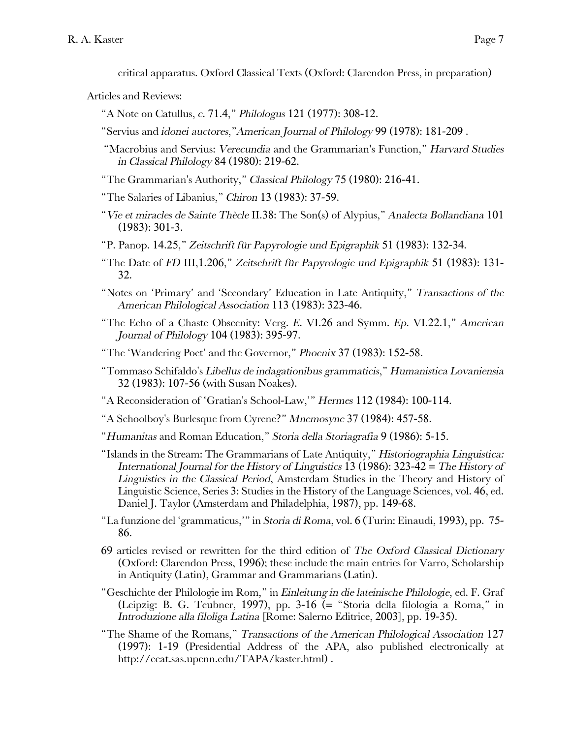critical apparatus. Oxford Classical Texts (Oxford: Clarendon Press, in preparation)

Articles and Reviews:

"A Note on Catullus, *c.* 71.4," *Philologus* 121 (1977): 308-12.

"Servius and *idonei auctores*,"*American Journal of Philology* 99 (1978): 181-209 .

"Macrobius and Servius: *Verecundia* and the Grammarian's Function," *Harvard Studies in Classical Philology* 84 (1980): 219-62.

"The Grammarian's Authority," *Classical Philology* 75 (1980): 216-41.

"The Salaries of Libanius," *Chiron* 13 (1983): 37-59.

"*Vie et miracles de Sainte Thècle* II.38: The Son(s) of Alypius," *Analecta Bollandiana* 101 (1983): 301-3.

"P. Panop. 14.25," *Zeitschrift für Papyrologie und Epigraphik* 51 (1983): 132-34.

"The Date of *FD* III,1.206," *Zeitschrift für Papyrologie und Epigraphik* 51 (1983): 131-32.

"Notes on 'Primary' and 'Secondary' Education in Late Antiquity," *Transactions of the American Philological Association* 113 (1983): 323-46.

"The Echo of a Chaste Obscenity: Verg. *E.* VI.26 and Symm. *Ep.* VI.22.1," *American Journal of Philology* 104 (1983): 395-97.

"The 'Wandering Poet' and the Governor," *Phoenix* 37 (1983): 152-58.

"Tommaso Schifaldo's *Libellus de indagationibus grammaticis*," *Humanistica Lovaniensia* 32 (1983): 107-56 (with Susan Noakes).

"A Reconsideration of 'Gratian's School-Law,'" *Hermes* 112 (1984): 100-114.

"A Schoolboy's Burlesque from Cyrene?" *Mnemosyne* 37 (1984): 457-58.

"*Humanitas* and Roman Education," *Storia della Storiagrafia* 9 (1986): 5-15.

"Islands in the Stream: The Grammarians of Late Antiquity," *Historiographia Linguistica: International Journal for the History of Linguistics* 13 (1986): 323-42 = *The History of Linguistics in the Classical Period*, Amsterdam Studies in the Theory and History of Linguistic Science, Series 3: Studies in the History of the Language Sciences, vol. 46, ed. Daniel J. Taylor (Amsterdam and Philadelphia, 1987), pp. 149-68.

"La funzione del 'grammaticus,'" in *Storia di Roma*, vol. 6 (Turin: Einaudi, 1993), pp. 75-86.

69 articles revised or rewritten for the third edition of *The Oxford Classical Dictionary* (Oxford: Clarendon Press, 1996); these include the main entries for Varro, Scholarship in Antiquity (Latin), Grammar and Grammarians (Latin).

"Geschichte der Philologie im Rom," in *Einleitung in die lateinische Philologie*, ed. F. Graf (Leipzig: B. G. Teubner, 1997), pp. 3-16 (= "Storia della filologia a Roma," in *Introduzione alla filoliga Latina* [Rome: Salerno Editrice, 2003], pp. 19-35).

"The Shame of the Romans," *Transactions of the American Philological Association* 127 (1997): 1-19 (Presidential Address of the APA, also published electronically at http://ccat.sas.upenn.edu/TAPA/kaster.html) .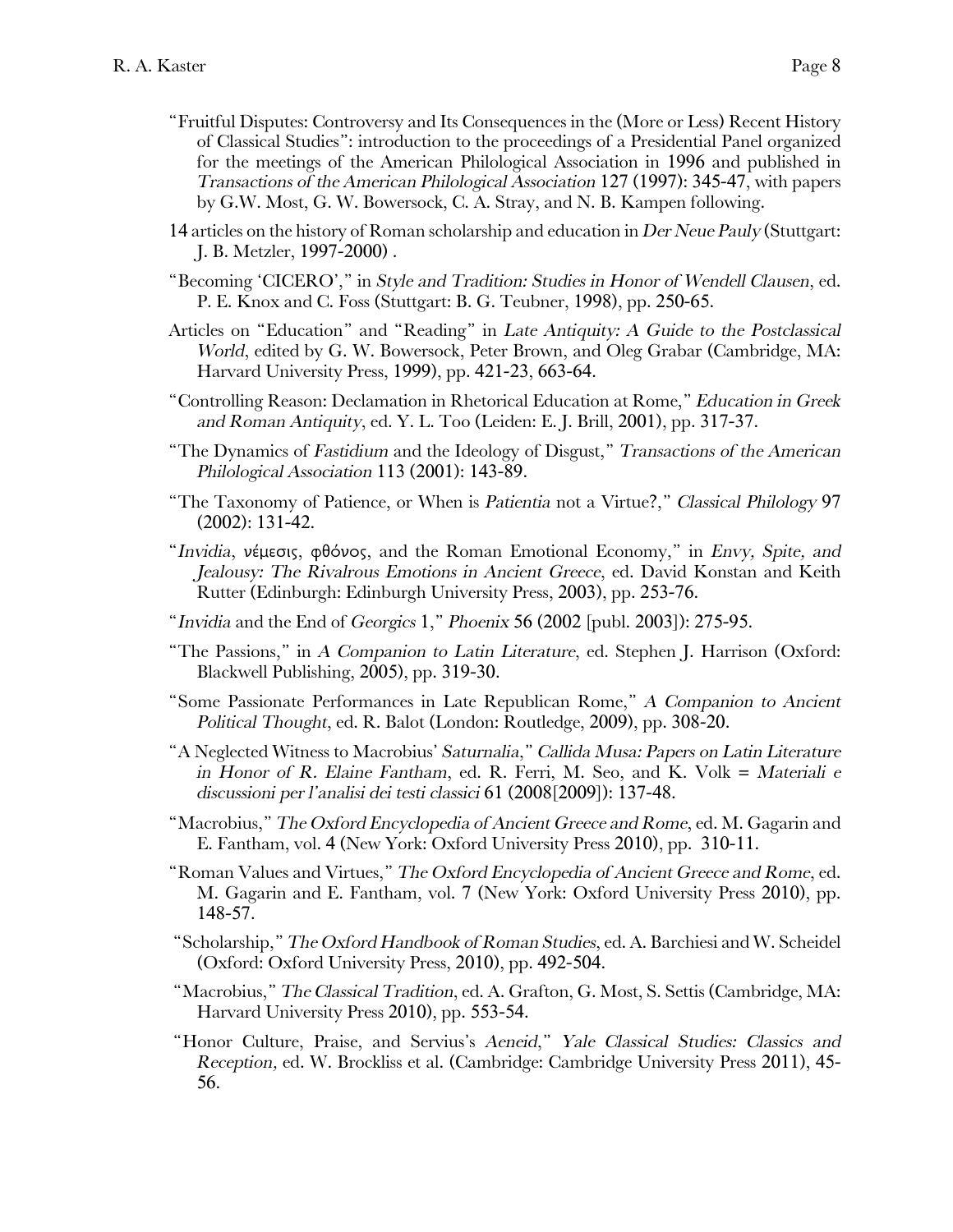"Fruitful Disputes: Controversy and Its Consequences in the (More or Less) Recent History of Classical Studies": introduction to the proceedings of a Presidential Panel organized for the meetings of the American Philological Association in 1996 and published in *Transactions of the American Philological Association* 127 (1997): 345-47, with papers by G.W. Most, G. W. Bowersock, C. A. Stray, and N. B. Kampen following.

14 articles on the history of Roman scholarship and education in *Der Neue Pauly* (Stuttgart: J. B. Metzler, 1997-2000) .

"Becoming 'CICERO'," in *Style and Tradition: Studies in Honor of Wendell Clausen*, ed. P. E. Knox and C. Foss (Stuttgart: B. G. Teubner, 1998), pp. 250-65.

Articles on "Education" and "Reading" in *Late Antiquity: A Guide to the Postclassical World*, edited by G. W. Bowersock, Peter Brown, and Oleg Grabar (Cambridge, MA: Harvard University Press, 1999), pp. 421-23, 663-64.

"Controlling Reason: Declamation in Rhetorical Education at Rome," *Education in Greek and Roman Antiquity*, ed. Y. L. Too (Leiden: E. J. Brill, 2001), pp. 317-37.

"The Dynamics of *Fastidium* and the Ideology of Disgust," *Transactions of the American Philological Association* 113 (2001): 143-89.

"The Taxonomy of Patience, or When is *Patientia* not a Virtue?," *Classical Philology* 97 (2002): 131-42.

"*Invidia*, νέμεσις, φθόνος, and the Roman Emotional Economy," in *Envy, Spite, and Jealousy: The Rivalrous Emotions in Ancient Greece*, ed. David Konstan and Keith Rutter (Edinburgh: Edinburgh University Press, 2003), pp. 253-76.

"*Invidia* and the End of *Georgics* 1," *Phoenix* 56 (2002 [publ. 2003]): 275-95.

"The Passions," in *A Companion to Latin Literature*, ed. Stephen J. Harrison (Oxford: Blackwell Publishing, 2005), pp. 319-30.

"Some Passionate Performances in Late Republican Rome," *A Companion to Ancient Political Thought*, ed. R. Balot (London: Routledge, 2009), pp. 308-20.

"A Neglected Witness to Macrobius' *Saturnalia*," *Callida Musa: Papers on Latin Literature in Honor of R. Elaine Fantham*, ed. R. Ferri, M. Seo, and K. Volk = *Materiali e discussioni per l'analisi dei testi classici* 61 (2008[2009]): 137-48.

"Macrobius," *The Oxford Encyclopedia of Ancient Greece and Rome*, ed. M. Gagarin and E. Fantham, vol. 4 (New York: Oxford University Press 2010), pp. 310-11.

"Roman Values and Virtues," *The Oxford Encyclopedia of Ancient Greece and Rome*, ed. M. Gagarin and E. Fantham, vol. 7 (New York: Oxford University Press 2010), pp. 148-57.

"Scholarship," *The Oxford Handbook of Roman Studies*, ed. A. Barchiesi and W. Scheidel (Oxford: Oxford University Press, 2010), pp. 492-504.

"Macrobius," *The Classical Tradition*, ed. A. Grafton, G. Most, S. Settis (Cambridge, MA: Harvard University Press 2010), pp. 553-54.

"Honor Culture, Praise, and Servius's *Aeneid*," *Yale Classical Studies: Classics and Reception,* ed. W. Brockliss et al. (Cambridge: Cambridge University Press 2011), 45-56.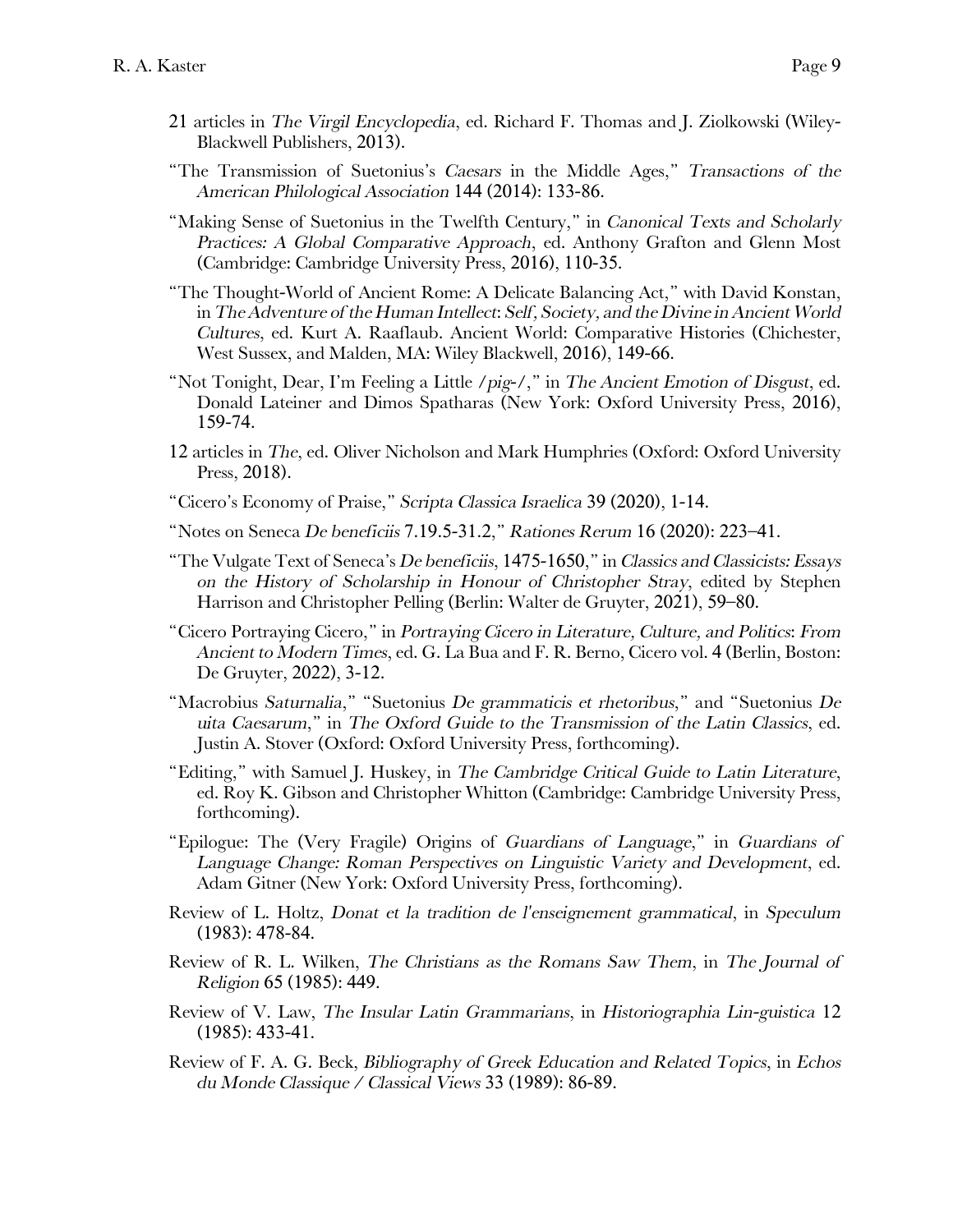21 articles in *The Virgil Encyclopedia*, ed. Richard F. Thomas and J. Ziolkowski (Wiley-Blackwell Publishers, 2013).

"The Transmission of Suetonius's *Caesars* in the Middle Ages," *Transactions of the American Philological Association* 144 (2014): 133-86.

"Making Sense of Suetonius in the Twelfth Century," in *Canonical Texts and Scholarly Practices: A Global Comparative Approach*, ed. Anthony Grafton and Glenn Most (Cambridge: Cambridge University Press, 2016), 110-35.

"The Thought-World of Ancient Rome: A Delicate Balancing Act," with David Konstan, in *The Adventure of the Human Intellect: Self, Society, and the Divine in Ancient World Cultures*, ed. Kurt A. Raaflaub. Ancient World: Comparative Histories (Chichester, West Sussex, and Malden, MA: Wiley Blackwell, 2016), 149-66.

"Not Tonight, Dear, I'm Feeling a Little /*pig*-/," in *The Ancient Emotion of Disgust*, ed. Donald Lateiner and Dimos Spatharas (New York: Oxford University Press, 2016), 159-74.

12 articles in *The*, ed. Oliver Nicholson and Mark Humphries (Oxford: Oxford University Press, 2018).

"Cicero's Economy of Praise," *Scripta Classica Israelica* 39 (2020), 1-14.

"Notes on Seneca *De beneficiis* 7.19.5-31.2," *Rationes Rerum* 16 (2020): 223–41.

"The Vulgate Text of Seneca's *De beneficiis*, 1475-1650," in *Classics and Classicists: Essays on the History of Scholarship in Honour of Christopher Stray*, edited by Stephen Harrison and Christopher Pelling (Berlin: Walter de Gruyter, 2021), 59–80.

"Cicero Portraying Cicero," in *Portraying Cicero in Literature, Culture, and Politics: From Ancient to Modern Times*, ed. G. La Bua and F. R. Berno, Cicero vol. 4 (Berlin, Boston: De Gruyter, 2022), 3-12.

"Macrobius *Saturnalia*," "Suetonius *De grammaticis et rhetoribus*," and "Suetonius *De uita Caesarum*," in *The Oxford Guide to the Transmission of the Latin Classics*, ed. Justin A. Stover (Oxford: Oxford University Press, forthcoming).

"Editing," with Samuel J. Huskey, in *The Cambridge Critical Guide to Latin Literature*, ed. Roy K. Gibson and Christopher Whitton (Cambridge: Cambridge University Press, forthcoming).

"Epilogue: The (Very Fragile) Origins of *Guardians of Language*," in *Guardians of Language Change: Roman Perspectives on Linguistic Variety and Development*, ed. Adam Gitner (New York: Oxford University Press, forthcoming).

Review of L. Holtz, *Donat et la tradition de l'enseignement grammatical*, in *Speculum* (1983): 478-84.

Review of R. L. Wilken, *The Christians as the Romans Saw Them*, in *The Journal of Religion* 65 (1985): 449.

Review of V. Law, *The Insular Latin Grammarians*, in *Historiographia Lin-guistica* 12 (1985): 433-41.

Review of F. A. G. Beck, *Bibliography of Greek Education and Related Topics*, in *Echos du Monde Classique / Classical Views* 33 (1989): 86-89.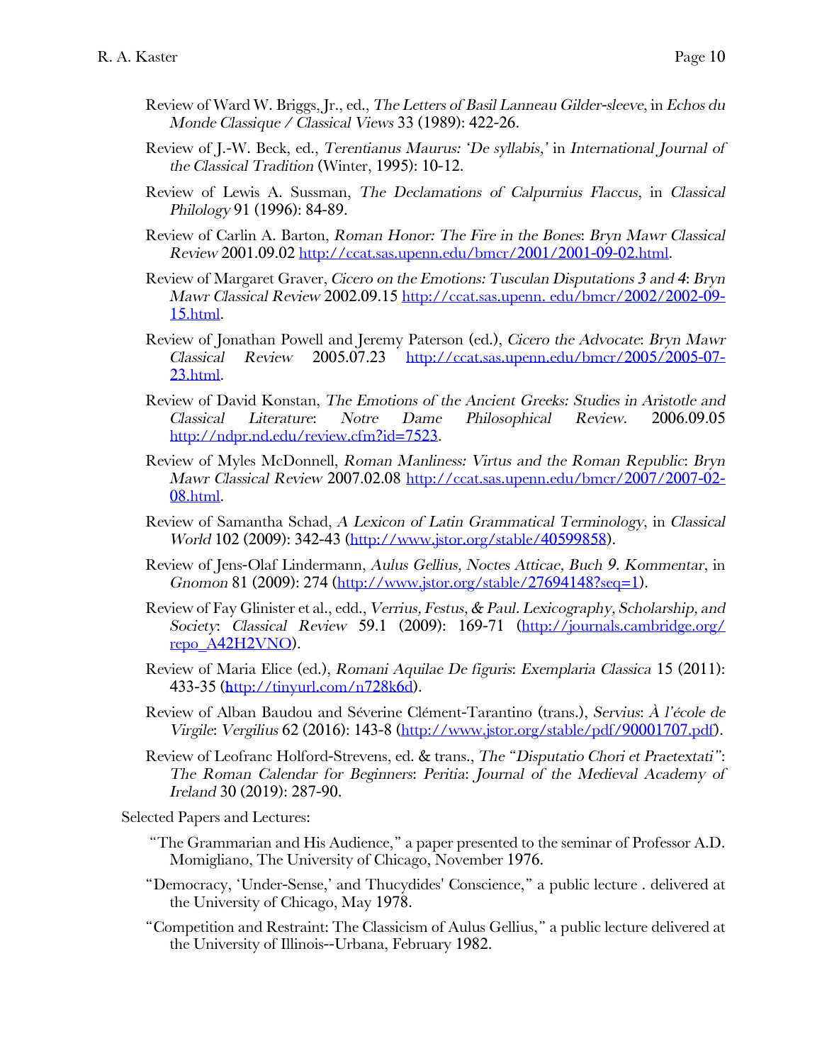Review of Ward W. Briggs, Jr., ed., *The Letters of Basil Lanneau Gilder-sleeve*, in *Echos du Monde Classique / Classical Views* 33 (1989): 422-26.

Review of J.-W. Beck, ed., *Terentianus Maurus: 'De syllabis,'* in *International Journal of the Classical Tradition* (Winter, 1995): 10-12.

Review of Lewis A. Sussman, *The Declamations of Calpurnius Flaccus*, in *Classical Philology* 91 (1996): 84-89.

Review of Carlin A. Barton, *Roman Honor: The Fire in the Bones*: *Bryn Mawr Classical Review* 2001.09.02 http://ccat.sas.upenn.edu/bmcr/2001/2001-09-02.html.

Review of Margaret Graver, *Cicero on the Emotions: Tusculan Disputations 3 and 4*: *Bryn Mawr Classical Review* 2002.09.15 http://ccat.sas.upenn. edu/bmcr/2002/2002-09-15.html.

Review of Jonathan Powell and Jeremy Paterson (ed.), *Cicero the Advocate*: *Bryn Mawr Classical Review* 2005.07.23 http://ccat.sas.upenn.edu/bmcr/2005/2005-07-23.html.

Review of David Konstan, *The Emotions of the Ancient Greeks: Studies in Aristotle and Classical Literature*: *Notre Dame Philosophical Review.* 2006.09.05 http://ndpr.nd.edu/review.cfm?id=7523.

Review of Myles McDonnell, *Roman Manliness: Virtus and the Roman Republic*: *Bryn Mawr Classical Review* 2007.02.08 http://ccat.sas.upenn.edu/bmcr/2007/2007-02-08.html.

Review of Samantha Schad, *A Lexicon of Latin Grammatical Terminology*, in *Classical World* 102 (2009): 342-43 (http://www.jstor.org/stable/40599858).

Review of Jens-Olaf Lindermann, *Aulus Gellius, Noctes Atticae, Buch 9. Kommentar*, in *Gnomon* 81 (2009): 274 (http://www.jstor.org/stable/27694148?seq=1).

Review of Fay Glinister et al., edd., *Verrius, Festus, & Paul. Lexicography, Scholarship, and Society*: *Classical Review* 59.1 (2009): 169-71 (http://journals.cambridge.org/repo_A42H2VNO).

Review of Maria Elice (ed.), *Romani Aquilae De figuris*: *Exemplaria Classica* 15 (2011): 433-35 (http://tinyurl.com/n728k6d).

Review of Alban Baudou and Séverine Clément-Tarantino (trans.), *Servius*: *À l'école de Virgile*: *Vergilius* 62 (2016): 143-8 (http://www.jstor.org/stable/pdf/90001707.pdf).

Review of Leofranc Holford-Strevens, ed. & trans., *The "Disputatio Chori et Praetextati"*: *The Roman Calendar for Beginners*: *Peritia*: *Journal of the Medieval Academy of Ireland* 30 (2019): 287-90.

Selected Papers and Lectures:

"The Grammarian and His Audience," a paper presented to the seminar of Professor A.D. Momigliano, The University of Chicago, November 1976.

"Democracy, 'Under-Sense,' and Thucydides' Conscience," a public lecture . delivered at the University of Chicago, May 1978.

"Competition and Restraint: The Classicism of Aulus Gellius," a public lecture delivered at the University of Illinois--Urbana, February 1982.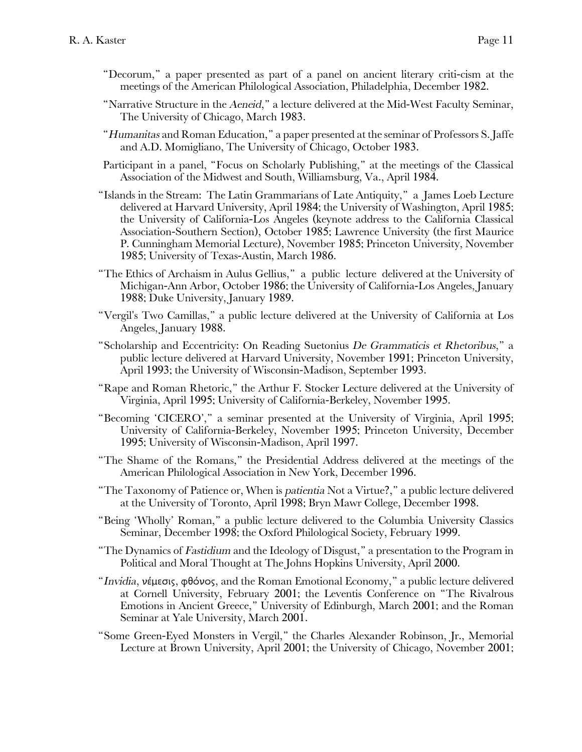"Decorum," a paper presented as part of a panel on ancient literary criti-cism at the meetings of the American Philological Association, Philadelphia, December 1982.

"Narrative Structure in the *Aeneid*," a lecture delivered at the Mid-West Faculty Seminar, The University of Chicago, March 1983.

"*Humanitas* and Roman Education," a paper presented at the seminar of Professors S. Jaffe and A.D. Momigliano, The University of Chicago, October 1983.

Participant in a panel, "Focus on Scholarly Publishing," at the meetings of the Classical Association of the Midwest and South, Williamsburg, Va., April 1984.

"Islands in the Stream: The Latin Grammarians of Late Antiquity," a James Loeb Lecture delivered at Harvard University, April 1984; the University of Washington, April 1985; the University of California-Los Angeles (keynote address to the California Classical Association-Southern Section), October 1985; Lawrence University (the first Maurice P. Cunningham Memorial Lecture), November 1985; Princeton University, November 1985; University of Texas-Austin, March 1986.

"The Ethics of Archaism in Aulus Gellius," a public lecture delivered at the University of Michigan-Ann Arbor, October 1986; the University of California-Los Angeles, January 1988; Duke University, January 1989.

"Vergil's Two Camillas," a public lecture delivered at the University of California at Los Angeles, January 1988.

"Scholarship and Eccentricity: On Reading Suetonius *De Grammaticis et Rhetoribus*," a public lecture delivered at Harvard University, November 1991; Princeton University, April 1993; the University of Wisconsin-Madison, September 1993.

"Rape and Roman Rhetoric," the Arthur F. Stocker Lecture delivered at the University of Virginia, April 1995; University of California-Berkeley, November 1995.

"Becoming 'CICERO'," a seminar presented at the University of Virginia, April 1995; University of California-Berkeley, November 1995; Princeton University, December 1995; University of Wisconsin-Madison, April 1997.

"The Shame of the Romans," the Presidential Address delivered at the meetings of the American Philological Association in New York, December 1996.

"The Taxonomy of Patience or, When is *patientia* Not a Virtue?," a public lecture delivered at the University of Toronto, April 1998; Bryn Mawr College, December 1998.

"Being 'Wholly' Roman," a public lecture delivered to the Columbia University Classics Seminar, December 1998; the Oxford Philological Society, February 1999.

"The Dynamics of *Fastidium* and the Ideology of Disgust," a presentation to the Program in Political and Moral Thought at The Johns Hopkins University, April 2000.

"*Invidia*, νέμεσις, φθόνος, and the Roman Emotional Economy," a public lecture delivered at Cornell University, February 2001; the Leventis Conference on "The Rivalrous Emotions in Ancient Greece," University of Edinburgh, March 2001; and the Roman Seminar at Yale University, March 2001.

"Some Green-Eyed Monsters in Vergil," the Charles Alexander Robinson, Jr., Memorial Lecture at Brown University, April 2001; the University of Chicago, November 2001;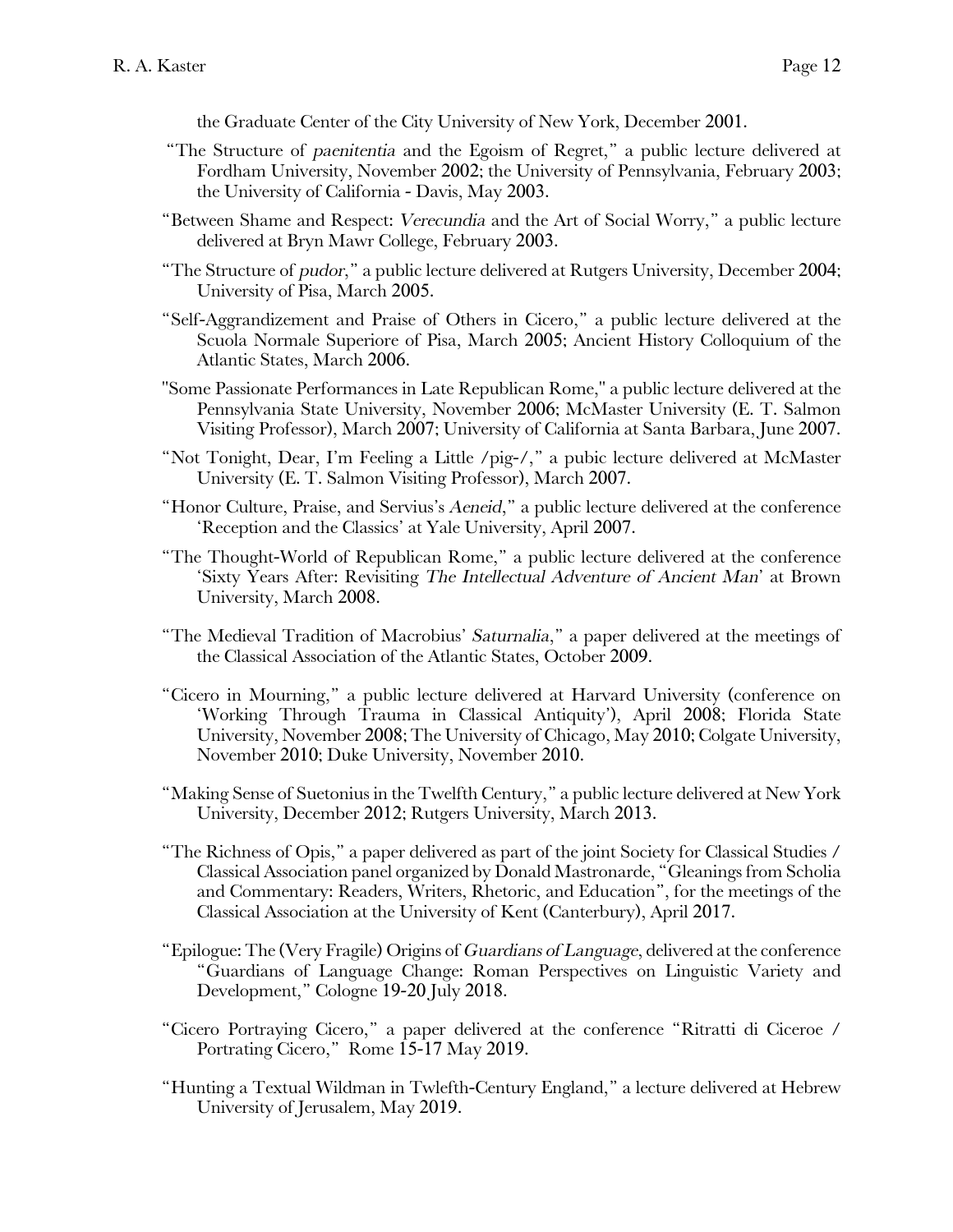the Graduate Center of the City University of New York, December 2001.

"The Structure of *paenitentia* and the Egoism of Regret," a public lecture delivered at Fordham University, November 2002; the University of Pennsylvania, February 2003; the University of California - Davis, May 2003.

"Between Shame and Respect: *Verecundia* and the Art of Social Worry," a public lecture delivered at Bryn Mawr College, February 2003.

"The Structure of *pudor*," a public lecture delivered at Rutgers University, December 2004; University of Pisa, March 2005.

"Self-Aggrandizement and Praise of Others in Cicero," a public lecture delivered at the Scuola Normale Superiore of Pisa, March 2005; Ancient History Colloquium of the Atlantic States, March 2006.

"Some Passionate Performances in Late Republican Rome," a public lecture delivered at the Pennsylvania State University, November 2006; McMaster University (E. T. Salmon Visiting Professor), March 2007; University of California at Santa Barbara, June 2007.

"Not Tonight, Dear, I'm Feeling a Little /pig-/," a pubic lecture delivered at McMaster University (E. T. Salmon Visiting Professor), March 2007.

"Honor Culture, Praise, and Servius's *Aeneid*," a public lecture delivered at the conference 'Reception and the Classics' at Yale University, April 2007.

"The Thought-World of Republican Rome," a public lecture delivered at the conference 'Sixty Years After: Revisiting *The Intellectual Adventure of Ancient Man*' at Brown University, March 2008.

"The Medieval Tradition of Macrobius' *Saturnalia*," a paper delivered at the meetings of the Classical Association of the Atlantic States, October 2009.

"Cicero in Mourning," a public lecture delivered at Harvard University (conference on 'Working Through Trauma in Classical Antiquity'), April 2008; Florida State University, November 2008; The University of Chicago, May 2010; Colgate University, November 2010; Duke University, November 2010.

"Making Sense of Suetonius in the Twelfth Century," a public lecture delivered at New York University, December 2012; Rutgers University, March 2013.

"The Richness of Opis," a paper delivered as part of the joint Society for Classical Studies / Classical Association panel organized by Donald Mastronarde, "Gleanings from Scholia and Commentary: Readers, Writers, Rhetoric, and Education", for the meetings of the Classical Association at the University of Kent (Canterbury), April 2017.

"Epilogue: The (Very Fragile) Origins of *Guardians of Language*, delivered at the conference "Guardians of Language Change: Roman Perspectives on Linguistic Variety and Development," Cologne 19-20 July 2018.

"Cicero Portraying Cicero," a paper delivered at the conference "Ritratti di Ciceroe / Portrating Cicero," Rome 15-17 May 2019.

"Hunting a Textual Wildman in Twlefth-Century England," a lecture delivered at Hebrew University of Jerusalem, May 2019.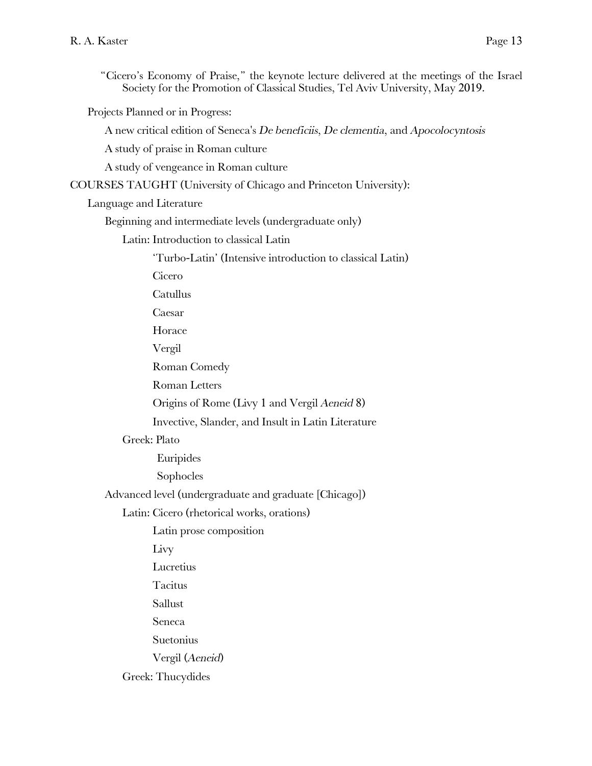"Cicero's Economy of Praise," the keynote lecture delivered at the meetings of the Israel Society for the Promotion of Classical Studies, Tel Aviv University, May 2019.

Projects Planned or in Progress:

- A new critical edition of Seneca's *De beneficiis*, *De clementia*, and *Apocolocyntosis*
- A study of praise in Roman culture
- A study of vengeance in Roman culture

COURSES TAUGHT (University of Chicago and Princeton University):

Language and Literature

Beginning and intermediate levels (undergraduate only)

Latin: Introduction to classical Latin
- 'Turbo-Latin' (Intensive introduction to classical Latin)
- Cicero
- Catullus
- Caesar
- Horace
- Vergil
- Roman Comedy
- Roman Letters
- Origins of Rome (Livy 1 and Vergil *Aeneid* 8)
- Invective, Slander, and Insult in Latin Literature

Greek: Plato
- Euripides
- Sophocles

Advanced level (undergraduate and graduate [Chicago])

Latin: Cicero (rhetorical works, orations)
- Latin prose composition
- Livy
- Lucretius
- Tacitus
- Sallust
- Seneca
- Suetonius
- Vergil (*Aeneid*)

Greek: Thucydides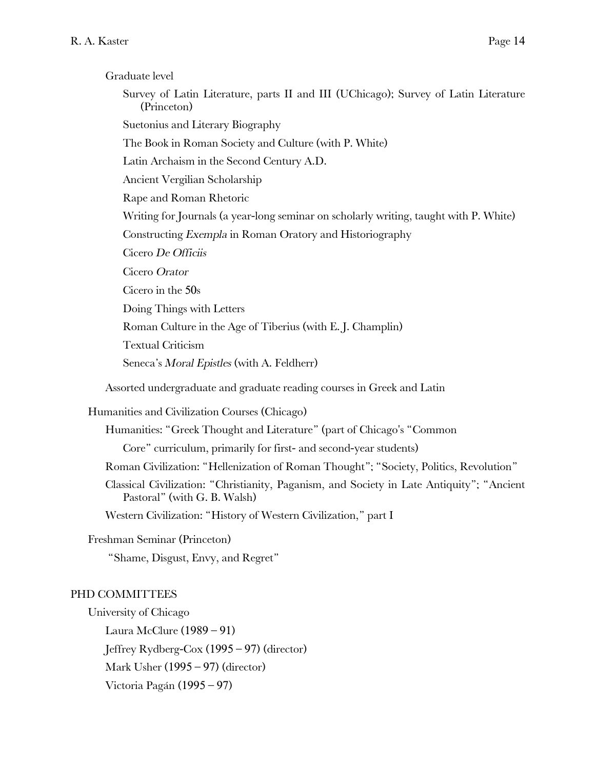Graduate level

- Survey of Latin Literature, parts II and III (UChicago); Survey of Latin Literature (Princeton)
- Suetonius and Literary Biography
- The Book in Roman Society and Culture (with P. White)
- Latin Archaism in the Second Century A.D.
- Ancient Vergilian Scholarship
- Rape and Roman Rhetoric
- Writing for Journals (a year-long seminar on scholarly writing, taught with P. White)
- Constructing *Exempla* in Roman Oratory and Historiography
- Cicero *De Officiis*
- Cicero *Orator*
- Cicero in the 50s
- Doing Things with Letters
- Roman Culture in the Age of Tiberius (with E. J. Champlin)
- Textual Criticism
- Seneca's *Moral Epistles* (with A. Feldherr)

Assorted undergraduate and graduate reading courses in Greek and Latin

Humanities and Civilization Courses (Chicago)

- Humanities: "Greek Thought and Literature" (part of Chicago's "Common Core" curriculum, primarily for first- and second-year students)
- Roman Civilization: "Hellenization of Roman Thought"; "Society, Politics, Revolution"
- Classical Civilization: "Christianity, Paganism, and Society in Late Antiquity"; "Ancient Pastoral" (with G. B. Walsh)
- Western Civilization: "History of Western Civilization," part I

Freshman Seminar (Princeton)

- "Shame, Disgust, Envy, and Regret"

## PHD COMMITTEES

University of Chicago

- Laura McClure (1989 – 91)
- Jeffrey Rydberg-Cox (1995 – 97) (director)
- Mark Usher (1995 – 97) (director)
- Victoria Pagán (1995 – 97)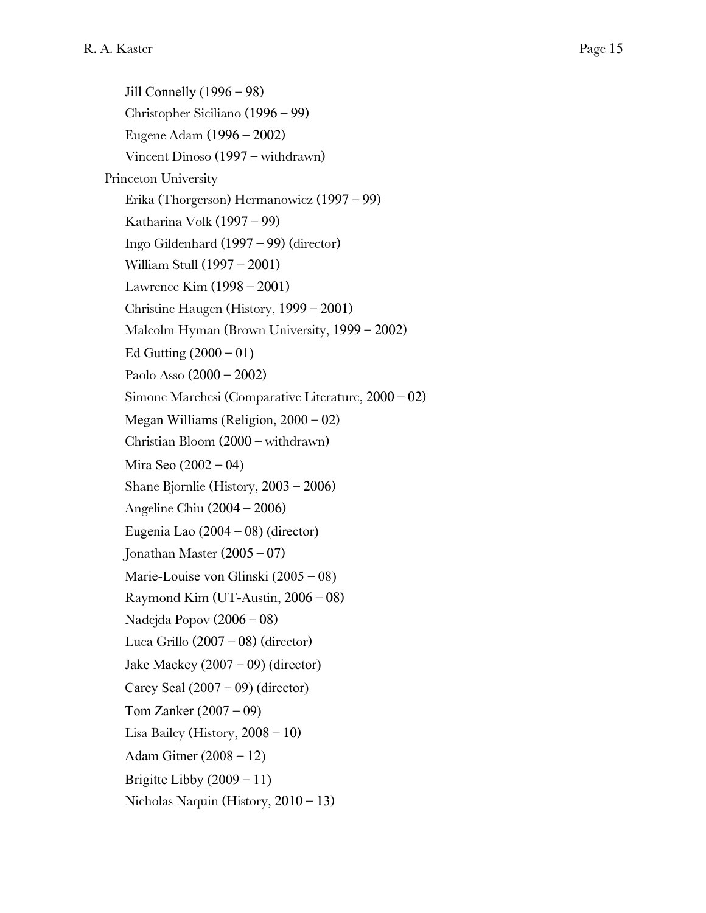Jill Connelly (1996 – 98)
Christopher Siciliano (1996 – 99)
Eugene Adam (1996 – 2002)
Vincent Dinoso (1997 – withdrawn)

Princeton University

Erika (Thorgerson) Hermanowicz (1997 – 99)
Katharina Volk (1997 – 99)
Ingo Gildenhard (1997 – 99) (director)
William Stull (1997 – 2001)
Lawrence Kim (1998 – 2001)
Christine Haugen (History, 1999 – 2001)
Malcolm Hyman (Brown University, 1999 – 2002)
Ed Gutting (2000 – 01)
Paolo Asso (2000 – 2002)
Simone Marchesi (Comparative Literature, 2000 – 02)
Megan Williams (Religion, 2000 – 02)
Christian Bloom (2000 – withdrawn)
Mira Seo (2002 – 04)
Shane Bjornlie (History, 2003 – 2006)
Angeline Chiu (2004 – 2006)
Eugenia Lao (2004 – 08) (director)
Jonathan Master (2005 – 07)
Marie-Louise von Glinski (2005 – 08)
Raymond Kim (UT-Austin, 2006 – 08)
Nadejda Popov (2006 – 08)
Luca Grillo (2007 – 08) (director)
Jake Mackey (2007 – 09) (director)
Carey Seal (2007 – 09) (director)
Tom Zanker (2007 – 09)
Lisa Bailey (History, 2008 – 10)
Adam Gitner (2008 – 12)
Brigitte Libby (2009 – 11)
Nicholas Naquin (History, 2010 – 13)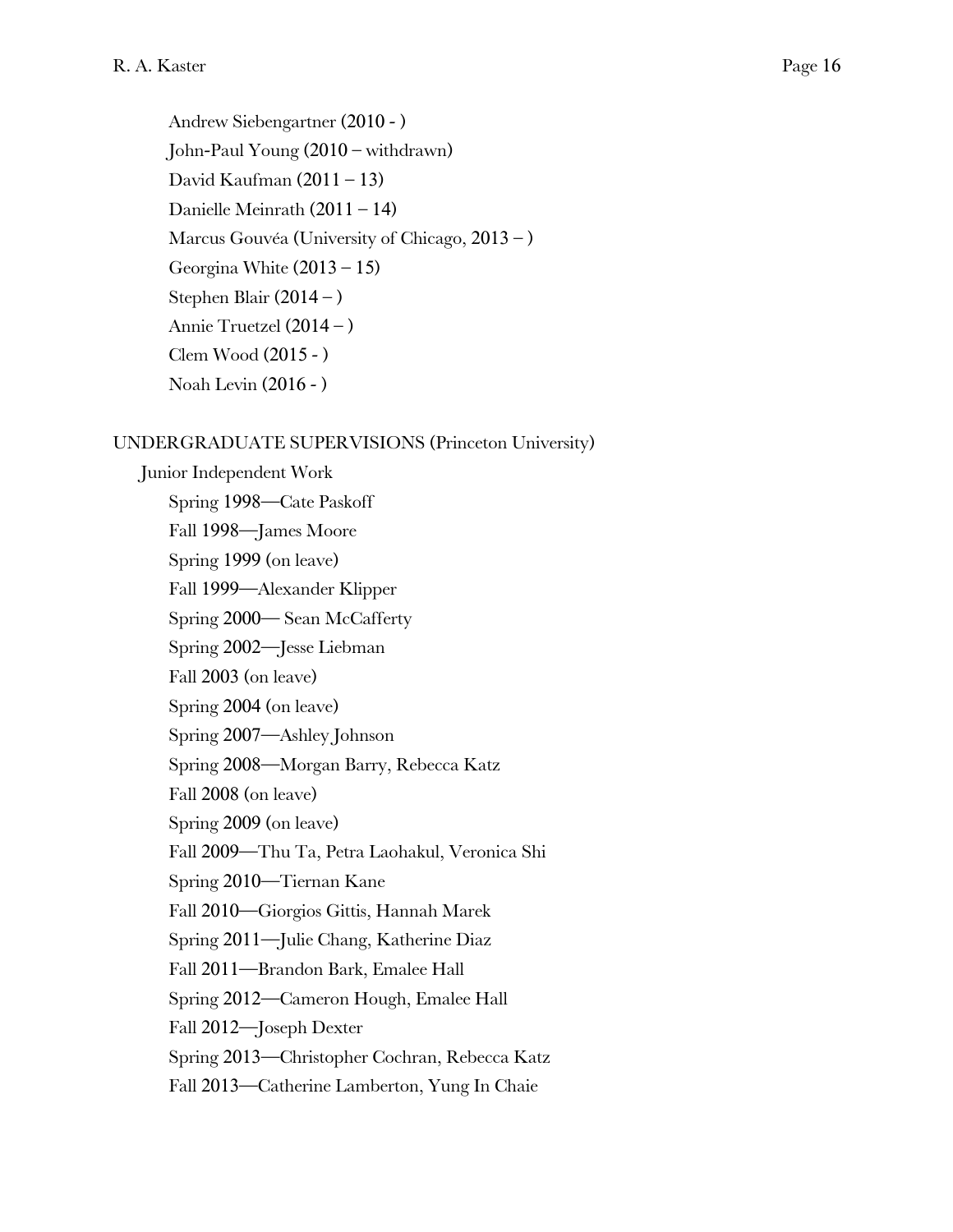Andrew Siebengartner (2010 - )
John-Paul Young (2010 – withdrawn)
David Kaufman (2011 – 13)
Danielle Meinrath (2011 – 14)
Marcus Gouvéa (University of Chicago, 2013 – )
Georgina White (2013 – 15)
Stephen Blair (2014 – )
Annie Truetzel (2014 – )
Clem Wood (2015 - )
Noah Levin (2016 - )

UNDERGRADUATE SUPERVISIONS (Princeton University)

Junior Independent Work

Spring 1998—Cate Paskoff
Fall 1998—James Moore
Spring 1999 (on leave)
Fall 1999—Alexander Klipper
Spring 2000— Sean McCafferty
Spring 2002—Jesse Liebman
Fall 2003 (on leave)
Spring 2004 (on leave)
Spring 2007—Ashley Johnson
Spring 2008—Morgan Barry, Rebecca Katz
Fall 2008 (on leave)
Spring 2009 (on leave)
Fall 2009—Thu Ta, Petra Laohakul, Veronica Shi
Spring 2010—Tiernan Kane
Fall 2010—Giorgios Gittis, Hannah Marek
Spring 2011—Julie Chang, Katherine Diaz
Fall 2011—Brandon Bark, Emalee Hall
Spring 2012—Cameron Hough, Emalee Hall
Fall 2012—Joseph Dexter
Spring 2013—Christopher Cochran, Rebecca Katz
Fall 2013—Catherine Lamberton, Yung In Chaie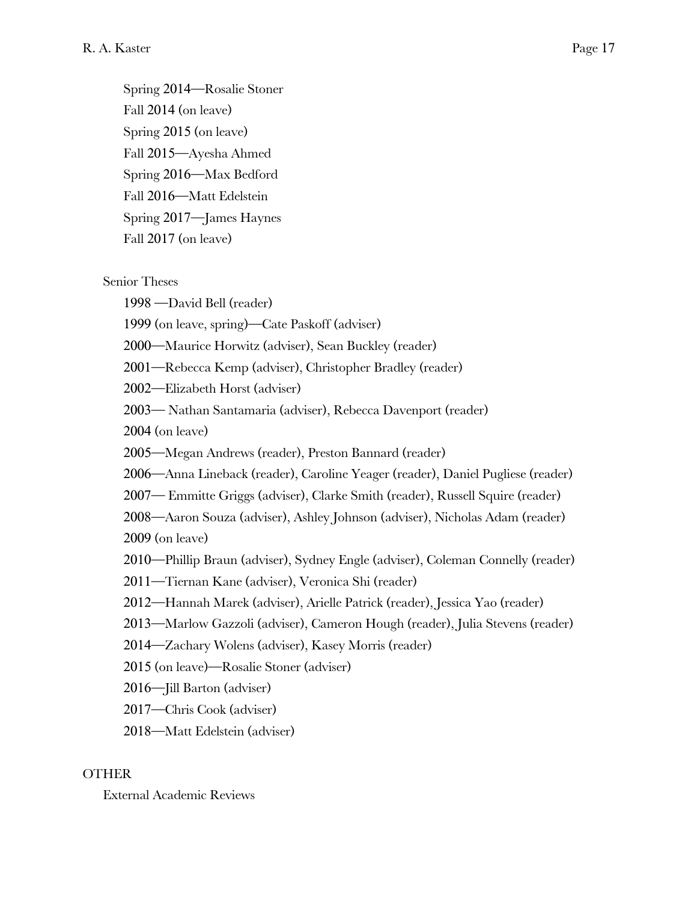Spring 2014—Rosalie Stoner

Fall 2014 (on leave)

Spring 2015 (on leave)

Fall 2015—Ayesha Ahmed

Spring 2016—Max Bedford

Fall 2016—Matt Edelstein

Spring 2017—James Haynes

Fall 2017 (on leave)

Senior Theses

1998 —David Bell (reader)

1999 (on leave, spring)—Cate Paskoff (adviser)

2000—Maurice Horwitz (adviser), Sean Buckley (reader)

2001—Rebecca Kemp (adviser), Christopher Bradley (reader)

2002—Elizabeth Horst (adviser)

2003— Nathan Santamaria (adviser), Rebecca Davenport (reader)

2004 (on leave)

2005—Megan Andrews (reader), Preston Bannard (reader)

2006—Anna Lineback (reader), Caroline Yeager (reader), Daniel Pugliese (reader)

2007— Emmitte Griggs (adviser), Clarke Smith (reader), Russell Squire (reader)

2008—Aaron Souza (adviser), Ashley Johnson (adviser), Nicholas Adam (reader)

2009 (on leave)

2010—Phillip Braun (adviser), Sydney Engle (adviser), Coleman Connelly (reader)

2011—Tiernan Kane (adviser), Veronica Shi (reader)

2012—Hannah Marek (adviser), Arielle Patrick (reader), Jessica Yao (reader)

2013—Marlow Gazzoli (adviser), Cameron Hough (reader), Julia Stevens (reader)

2014—Zachary Wolens (adviser), Kasey Morris (reader)

2015 (on leave)—Rosalie Stoner (adviser)

2016—Jill Barton (adviser)

2017—Chris Cook (adviser)

2018—Matt Edelstein (adviser)

## OTHER

External Academic Reviews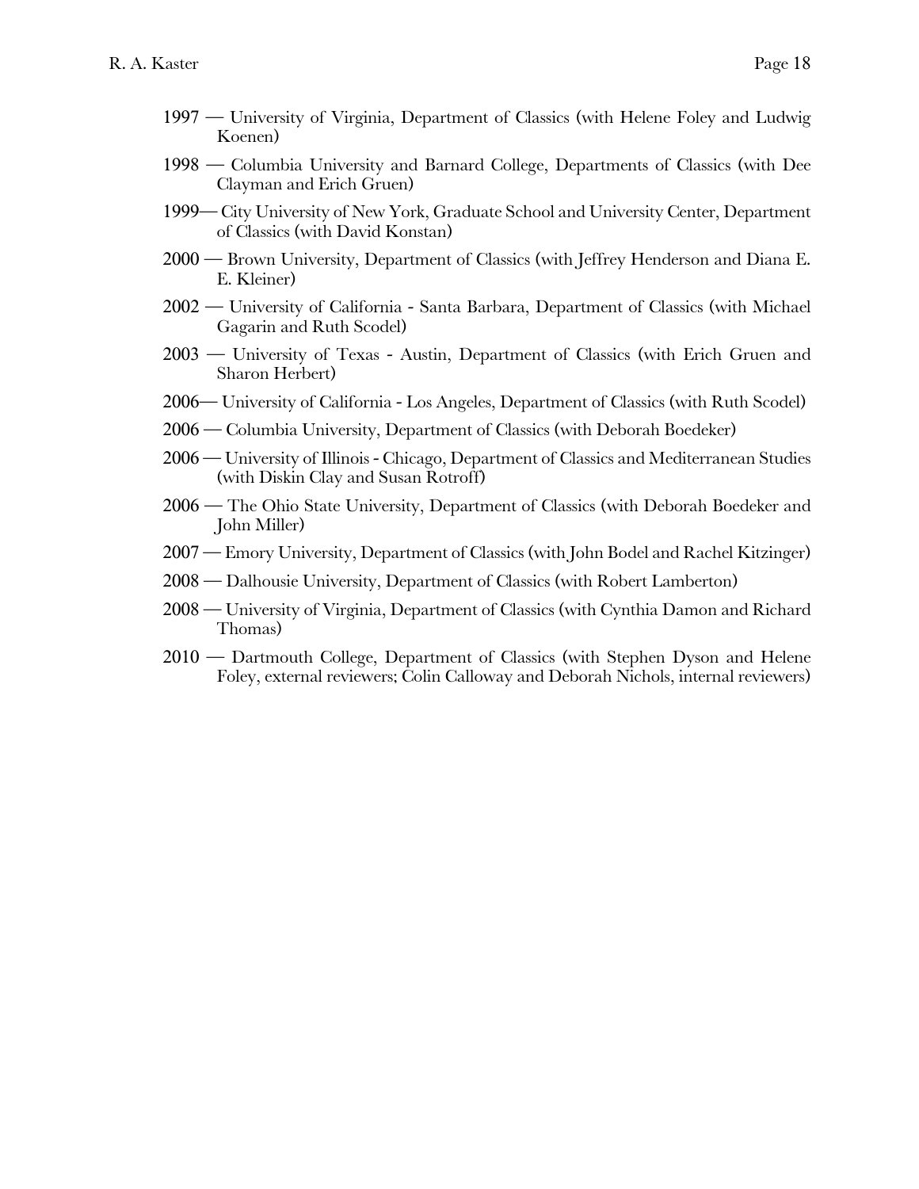1997 — University of Virginia, Department of Classics (with Helene Foley and Ludwig Koenen)

1998 — Columbia University and Barnard College, Departments of Classics (with Dee Clayman and Erich Gruen)

1999— City University of New York, Graduate School and University Center, Department of Classics (with David Konstan)

2000 — Brown University, Department of Classics (with Jeffrey Henderson and Diana E. E. Kleiner)

2002 — University of California - Santa Barbara, Department of Classics (with Michael Gagarin and Ruth Scodel)

2003 — University of Texas - Austin, Department of Classics (with Erich Gruen and Sharon Herbert)

2006— University of California - Los Angeles, Department of Classics (with Ruth Scodel)

2006 — Columbia University, Department of Classics (with Deborah Boedeker)

2006 — University of Illinois - Chicago, Department of Classics and Mediterranean Studies (with Diskin Clay and Susan Rotroff)

2006 — The Ohio State University, Department of Classics (with Deborah Boedeker and John Miller)

2007 — Emory University, Department of Classics (with John Bodel and Rachel Kitzinger)

2008 — Dalhousie University, Department of Classics (with Robert Lamberton)

2008 — University of Virginia, Department of Classics (with Cynthia Damon and Richard Thomas)

2010 — Dartmouth College, Department of Classics (with Stephen Dyson and Helene Foley, external reviewers; Colin Calloway and Deborah Nichols, internal reviewers)